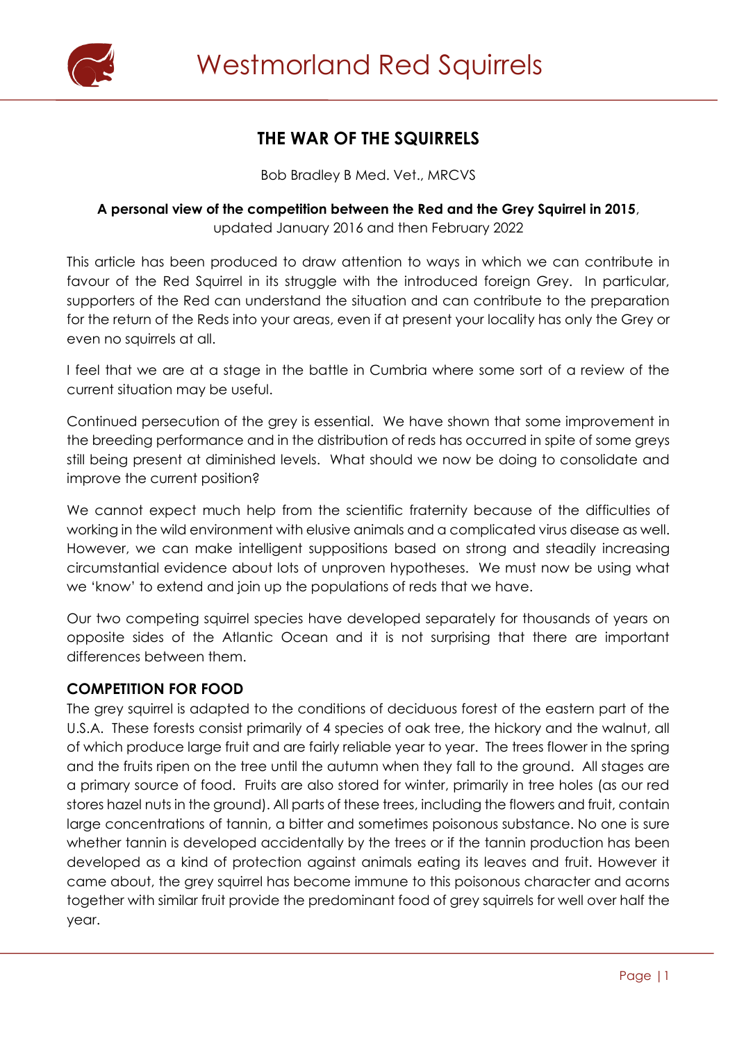# THE WAR OF THE SQUIRRELS

Bob Bradley B Med. Vet., MRCVS

**A personal view of the competition between the Red and the Grey Squirrel in 2015**, updated January 2016 and then February 2022

This article has been produced to draw attention to ways in which we can contribute in favour of the Red Squirrel in its struggle with the introduced foreign Grey. In particular, supporters of the Red can understand the situation and can contribute to the preparation for the return of the Reds into your areas, even if at present your locality has only the Grey or even no squirrels at all.

I feel that we are at a stage in the battle in Cumbria where some sort of a review of the current situation may be useful.

Continued persecution of the grey is essential. We have shown that some improvement in the breeding performance and in the distribution of reds has occurred in spite of some greys still being present at diminished levels. What should we now be doing to consolidate and improve the current position?

We cannot expect much help from the scientific fraternity because of the difficulties of working in the wild environment with elusive animals and a complicated virus disease as well. However, we can make intelligent suppositions based on strong and steadily increasing circumstantial evidence about lots of unproven hypotheses. We must now be using what we 'know' to extend and join up the populations of reds that we have.

Our two competing squirrel species have developed separately for thousands of years on opposite sides of the Atlantic Ocean and it is not surprising that there are important differences between them.

## COMPETITION FOR FOOD

The grey squirrel is adapted to the conditions of deciduous forest of the eastern part of the U.S.A. These forests consist primarily of 4 species of oak tree, the hickory and the walnut, all of which produce large fruit and are fairly reliable year to year. The trees flower in the spring and the fruits ripen on the tree until the autumn when they fall to the ground. All stages are a primary source of food. Fruits are also stored for winter, primarily in tree holes (as our red stores hazel nuts in the ground). All parts of these trees, including the flowers and fruit, contain large concentrations of tannin, a bitter and sometimes poisonous substance. No one is sure whether tannin is developed accidentally by the trees or if the tannin production has been developed as a kind of protection against animals eating its leaves and fruit. However it came about, the grey squirrel has become immune to this poisonous character and acorns together with similar fruit provide the predominant food of grey squirrels for well over half the year.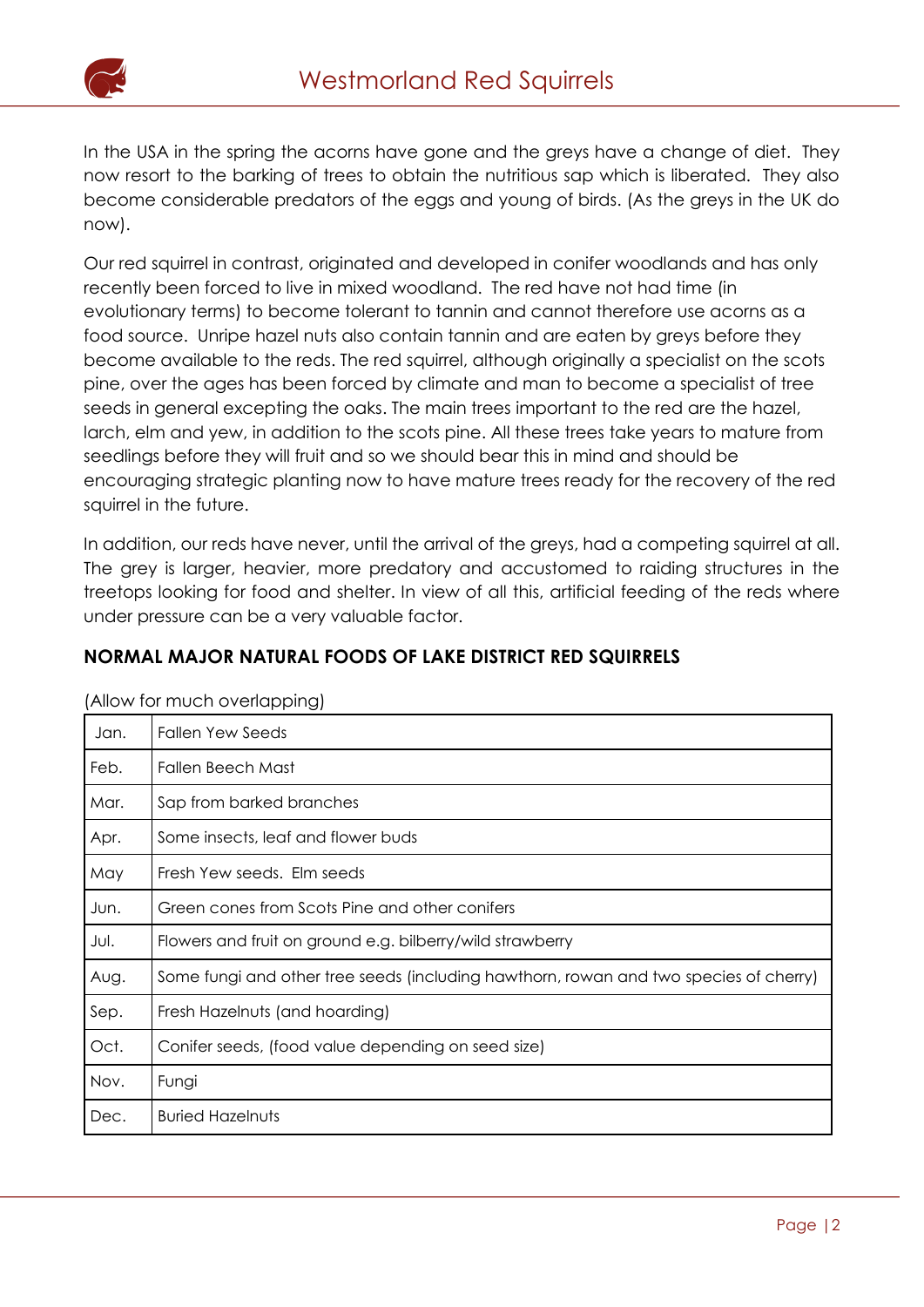In the USA in the spring the acorns have gone and the greys have a change of diet. They now resort to the barking of trees to obtain the nutritious sap which is liberated. They also become considerable predators of the eggs and young of birds. (As the greys in the UK do now).

Our red squirrel in contrast, originated and developed in conifer woodlands and has only recently been forced to live in mixed woodland. The red have not had time (in evolutionary terms) to become tolerant to tannin and cannot therefore use acorns as a food source. Unripe hazel nuts also contain tannin and are eaten by greys before they become available to the reds. The red squirrel, although originally a specialist on the scots pine, over the ages has been forced by climate and man to become a specialist of tree seeds in general excepting the oaks. The main trees important to the red are the hazel, larch, elm and yew, in addition to the scots pine. All these trees take years to mature from seedlings before they will fruit and so we should bear this in mind and should be encouraging strategic planting now to have mature trees ready for the recovery of the red squirrel in the future.

In addition, our reds have never, until the arrival of the greys, had a competing squirrel at all. The grey is larger, heavier, more predatory and accustomed to raiding structures in the treetops looking for food and shelter. In view of all this, artificial feeding of the reds where under pressure can be a very valuable factor.

## NORMAL MAJOR NATURAL FOODS OF LAKE DISTRICT RED SQUIRRELS

(Allow for much overlapping)

| | |
|---|---|
| Jan. | Fallen Yew Seeds |
| Feb. | Fallen Beech Mast |
| Mar. | Sap from barked branches |
| Apr. | Some insects, leaf and flower buds |
| May | Fresh Yew seeds. Elm seeds |
| Jun. | Green cones from Scots Pine and other conifers |
| Jul. | Flowers and fruit on ground e.g. bilberry/wild strawberry |
| Aug. | Some fungi and other tree seeds (including hawthorn, rowan and two species of cherry) |
| Sep. | Fresh Hazelnuts (and hoarding) |
| Oct. | Conifer seeds, (food value depending on seed size) |
| Nov. | Fungi |
| Dec. | Buried Hazelnuts |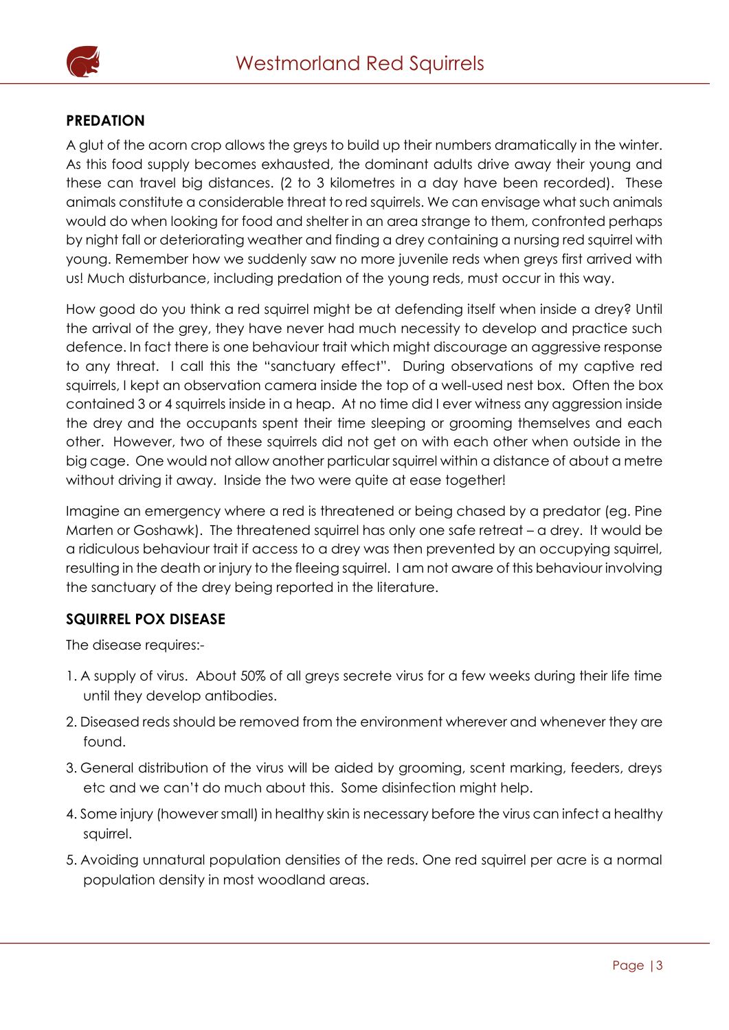## PREDATION

A glut of the acorn crop allows the greys to build up their numbers dramatically in the winter. As this food supply becomes exhausted, the dominant adults drive away their young and these can travel big distances. (2 to 3 kilometres in a day have been recorded). These animals constitute a considerable threat to red squirrels. We can envisage what such animals would do when looking for food and shelter in an area strange to them, confronted perhaps by night fall or deteriorating weather and finding a drey containing a nursing red squirrel with young. Remember how we suddenly saw no more juvenile reds when greys first arrived with us! Much disturbance, including predation of the young reds, must occur in this way.

How good do you think a red squirrel might be at defending itself when inside a drey? Until the arrival of the grey, they have never had much necessity to develop and practice such defence. In fact there is one behaviour trait which might discourage an aggressive response to any threat. I call this the "sanctuary effect". During observations of my captive red squirrels, I kept an observation camera inside the top of a well-used nest box. Often the box contained 3 or 4 squirrels inside in a heap. At no time did I ever witness any aggression inside the drey and the occupants spent their time sleeping or grooming themselves and each other. However, two of these squirrels did not get on with each other when outside in the big cage. One would not allow another particular squirrel within a distance of about a metre without driving it away. Inside the two were quite at ease together!

Imagine an emergency where a red is threatened or being chased by a predator (eg. Pine Marten or Goshawk). The threatened squirrel has only one safe retreat – a drey. It would be a ridiculous behaviour trait if access to a drey was then prevented by an occupying squirrel, resulting in the death or injury to the fleeing squirrel. I am not aware of this behaviour involving the sanctuary of the drey being reported in the literature.

## SQUIRREL POX DISEASE

The disease requires:-

1. A supply of virus. About 50% of all greys secrete virus for a few weeks during their life time until they develop antibodies.
2. Diseased reds should be removed from the environment wherever and whenever they are found.
3. General distribution of the virus will be aided by grooming, scent marking, feeders, dreys etc and we can't do much about this. Some disinfection might help.
4. Some injury (however small) in healthy skin is necessary before the virus can infect a healthy squirrel.
5. Avoiding unnatural population densities of the reds. One red squirrel per acre is a normal population density in most woodland areas.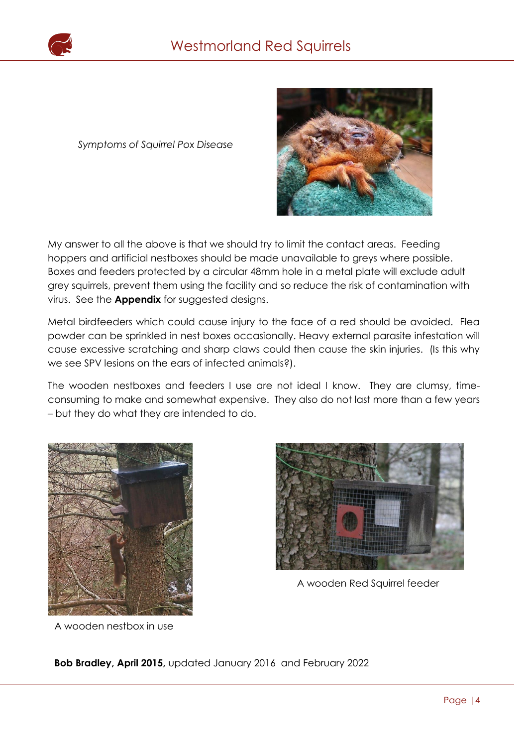*Symptoms of Squirrel Pox Disease*

My answer to all the above is that we should try to limit the contact areas. Feeding hoppers and artificial nestboxes should be made unavailable to greys where possible. Boxes and feeders protected by a circular 48mm hole in a metal plate will exclude adult grey squirrels, prevent them using the facility and so reduce the risk of contamination with virus. See the **Appendix** for suggested designs.

Metal birdfeeders which could cause injury to the face of a red should be avoided. Flea powder can be sprinkled in nest boxes occasionally. Heavy external parasite infestation will cause excessive scratching and sharp claws could then cause the skin injuries. (Is this why we see SPV lesions on the ears of infected animals?).

The wooden nestboxes and feeders I use are not ideal I know. They are clumsy, time-consuming to make and somewhat expensive. They also do not last more than a few years – but they do what they are intended to do.

A wooden nestbox in use

A wooden Red Squirrel feeder

**Bob Bradley, April 2015,** updated January 2016 and February 2022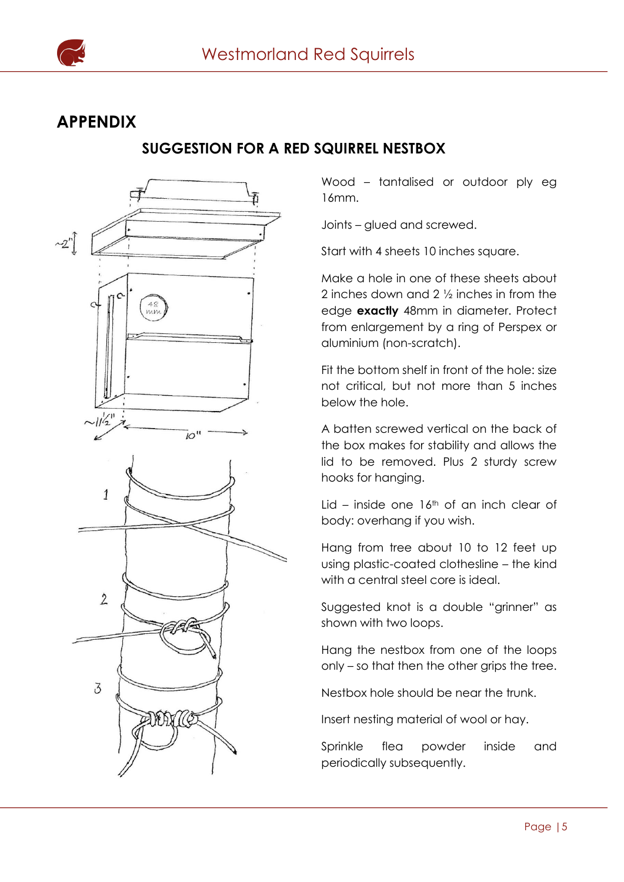## APPENDIX

### SUGGESTION FOR A RED SQUIRREL NESTBOX

Wood – tantalised or outdoor ply eg 16mm.

Joints – glued and screwed.

Start with 4 sheets 10 inches square.

Make a hole in one of these sheets about 2 inches down and 2 ½ inches in from the edge **exactly** 48mm in diameter. Protect from enlargement by a ring of Perspex or aluminium (non-scratch).

Fit the bottom shelf in front of the hole: size not critical, but not more than 5 inches below the hole.

A batten screwed vertical on the back of the box makes for stability and allows the lid to be removed. Plus 2 sturdy screw hooks for hanging.

Lid – inside one 16th of an inch clear of body: overhang if you wish.

Hang from tree about 10 to 12 feet up using plastic-coated clothesline – the kind with a central steel core is ideal.

Suggested knot is a double "grinner" as shown with two loops.

Hang the nestbox from one of the loops only – so that then the other grips the tree.

Nestbox hole should be near the trunk.

Insert nesting material of wool or hay.

Sprinkle flea powder inside and periodically subsequently.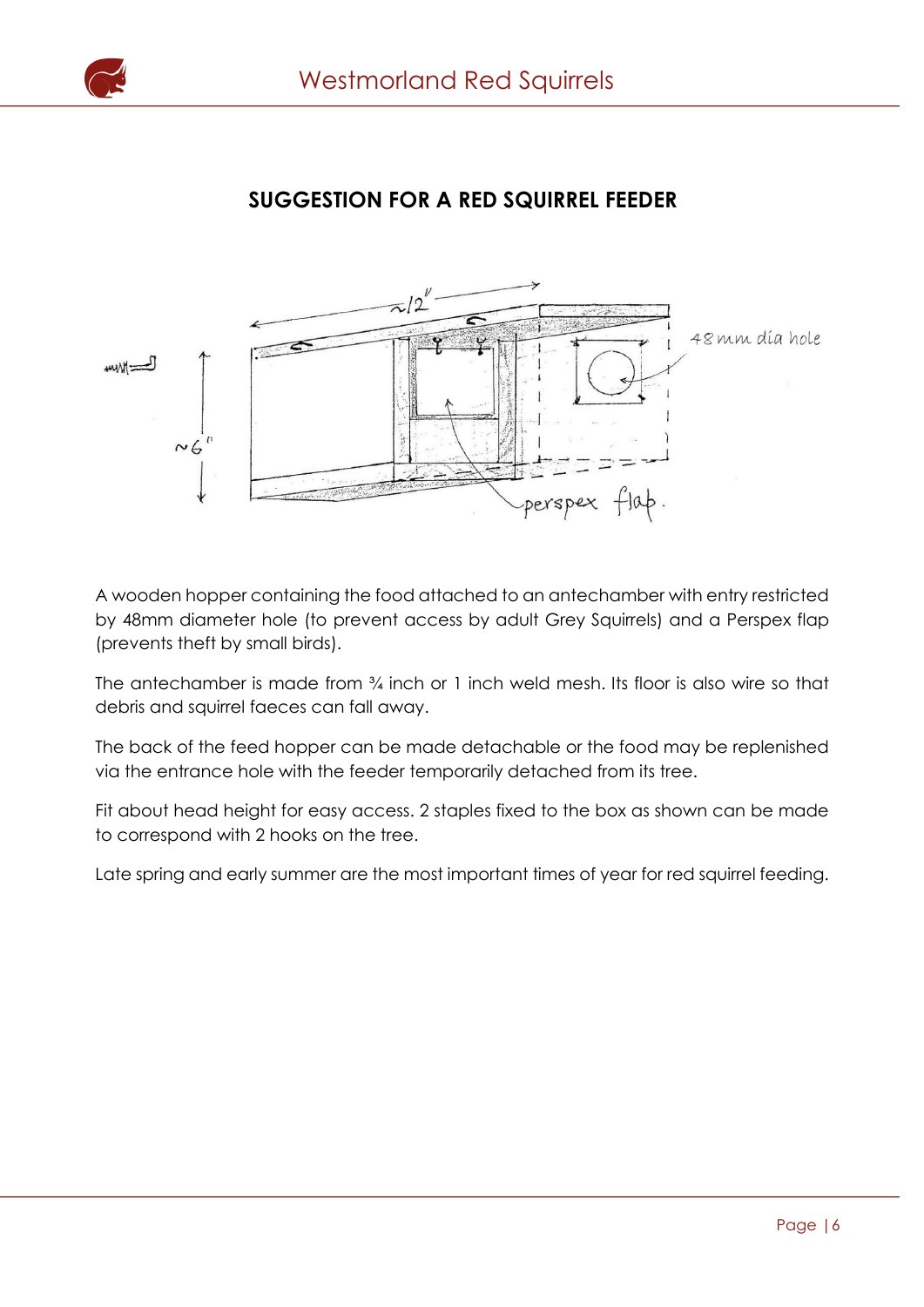## SUGGESTION FOR A RED SQUIRREL FEEDER

~12"

~6"

48mm dia hole

perspex flap.

A wooden hopper containing the food attached to an antechamber with entry restricted by 48mm diameter hole (to prevent access by adult Grey Squirrels) and a Perspex flap (prevents theft by small birds).

The antechamber is made from ¾ inch or 1 inch weld mesh. Its floor is also wire so that debris and squirrel faeces can fall away.

The back of the feed hopper can be made detachable or the food may be replenished via the entrance hole with the feeder temporarily detached from its tree.

Fit about head height for easy access. 2 staples fixed to the box as shown can be made to correspond with 2 hooks on the tree.

Late spring and early summer are the most important times of year for red squirrel feeding.